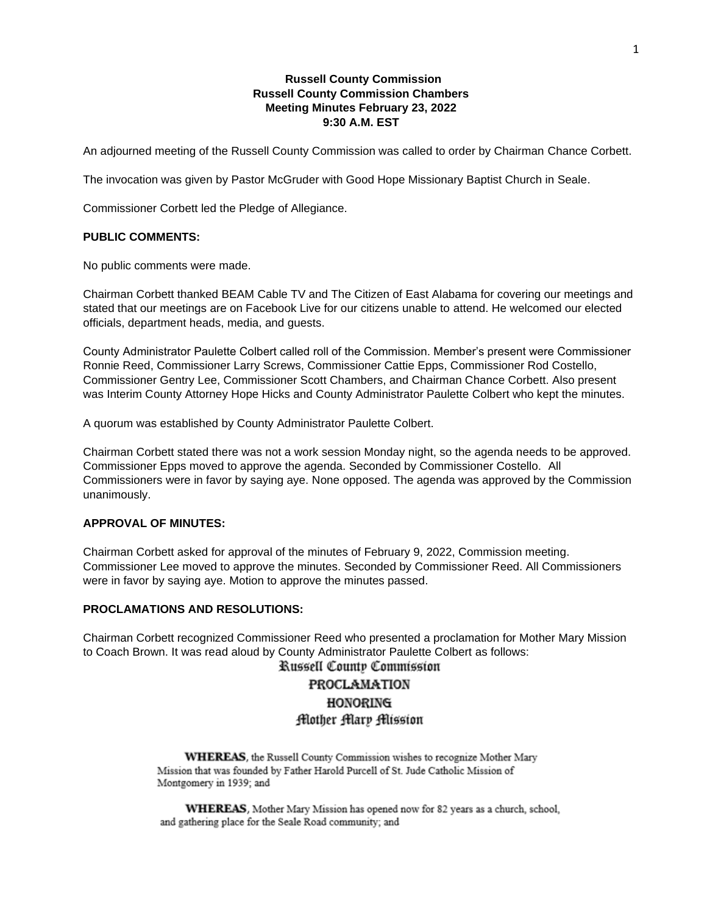**Russell County Commission**
**Russell County Commission Chambers**
**Meeting Minutes February 23, 2022**
**9:30 A.M. EST**

An adjourned meeting of the Russell County Commission was called to order by Chairman Chance Corbett.

The invocation was given by Pastor McGruder with Good Hope Missionary Baptist Church in Seale.

Commissioner Corbett led the Pledge of Allegiance.

**PUBLIC COMMENTS:**

No public comments were made.

Chairman Corbett thanked BEAM Cable TV and The Citizen of East Alabama for covering our meetings and stated that our meetings are on Facebook Live for our citizens unable to attend. He welcomed our elected officials, department heads, media, and guests.

County Administrator Paulette Colbert called roll of the Commission. Member's present were Commissioner Ronnie Reed, Commissioner Larry Screws, Commissioner Cattie Epps, Commissioner Rod Costello, Commissioner Gentry Lee, Commissioner Scott Chambers, and Chairman Chance Corbett. Also present was Interim County Attorney Hope Hicks and County Administrator Paulette Colbert who kept the minutes.

A quorum was established by County Administrator Paulette Colbert.

Chairman Corbett stated there was not a work session Monday night, so the agenda needs to be approved. Commissioner Epps moved to approve the agenda. Seconded by Commissioner Costello. All Commissioners were in favor by saying aye. None opposed. The agenda was approved by the Commission unanimously.

**APPROVAL OF MINUTES:**

Chairman Corbett asked for approval of the minutes of February 9, 2022, Commission meeting. Commissioner Lee moved to approve the minutes. Seconded by Commissioner Reed. All Commissioners were in favor by saying aye. Motion to approve the minutes passed.

**PROCLAMATIONS AND RESOLUTIONS:**

Chairman Corbett recognized Commissioner Reed who presented a proclamation for Mother Mary Mission to Coach Brown. It was read aloud by County Administrator Paulette Colbert as follows:

Russell County Commission

PROCLAMATION

HONORING

Mother Mary Mission

**WHEREAS**, the Russell County Commission wishes to recognize Mother Mary Mission that was founded by Father Harold Purcell of St. Jude Catholic Mission of Montgomery in 1939; and

**WHEREAS**, Mother Mary Mission has opened now for 82 years as a church, school, and gathering place for the Seale Road community; and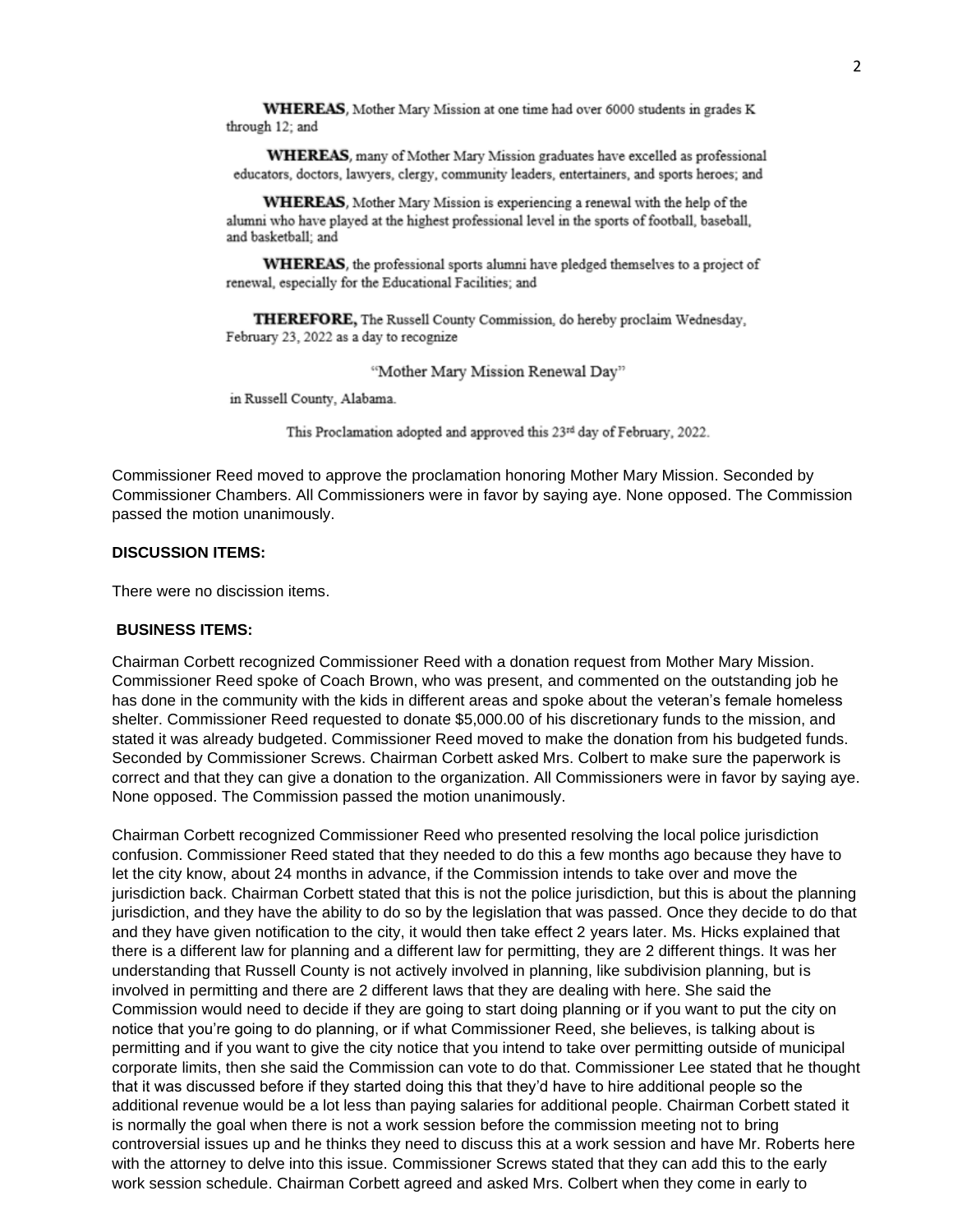**WHEREAS**, Mother Mary Mission at one time had over 6000 students in grades K through 12; and

**WHEREAS**, many of Mother Mary Mission graduates have excelled as professional educators, doctors, lawyers, clergy, community leaders, entertainers, and sports heroes; and

**WHEREAS**, Mother Mary Mission is experiencing a renewal with the help of the alumni who have played at the highest professional level in the sports of football, baseball, and basketball; and

**WHEREAS**, the professional sports alumni have pledged themselves to a project of renewal, especially for the Educational Facilities; and

**THEREFORE,** The Russell County Commission, do hereby proclaim Wednesday, February 23, 2022 as a day to recognize

"Mother Mary Mission Renewal Day"

in Russell County, Alabama.

This Proclamation adopted and approved this 23rd day of February, 2022.

Commissioner Reed moved to approve the proclamation honoring Mother Mary Mission. Seconded by Commissioner Chambers. All Commissioners were in favor by saying aye. None opposed. The Commission passed the motion unanimously.

**DISCUSSION ITEMS:**

There were no discission items.

**BUSINESS ITEMS:**

Chairman Corbett recognized Commissioner Reed with a donation request from Mother Mary Mission. Commissioner Reed spoke of Coach Brown, who was present, and commented on the outstanding job he has done in the community with the kids in different areas and spoke about the veteran's female homeless shelter. Commissioner Reed requested to donate $5,000.00 of his discretionary funds to the mission, and stated it was already budgeted. Commissioner Reed moved to make the donation from his budgeted funds. Seconded by Commissioner Screws. Chairman Corbett asked Mrs. Colbert to make sure the paperwork is correct and that they can give a donation to the organization. All Commissioners were in favor by saying aye. None opposed. The Commission passed the motion unanimously.

Chairman Corbett recognized Commissioner Reed who presented resolving the local police jurisdiction confusion. Commissioner Reed stated that they needed to do this a few months ago because they have to let the city know, about 24 months in advance, if the Commission intends to take over and move the jurisdiction back. Chairman Corbett stated that this is not the police jurisdiction, but this is about the planning jurisdiction, and they have the ability to do so by the legislation that was passed. Once they decide to do that and they have given notification to the city, it would then take effect 2 years later. Ms. Hicks explained that there is a different law for planning and a different law for permitting, they are 2 different things. It was her understanding that Russell County is not actively involved in planning, like subdivision planning, but is involved in permitting and there are 2 different laws that they are dealing with here. She said the Commission would need to decide if they are going to start doing planning or if you want to put the city on notice that you're going to do planning, or if what Commissioner Reed, she believes, is talking about is permitting and if you want to give the city notice that you intend to take over permitting outside of municipal corporate limits, then she said the Commission can vote to do that. Commissioner Lee stated that he thought that it was discussed before if they started doing this that they'd have to hire additional people so the additional revenue would be a lot less than paying salaries for additional people. Chairman Corbett stated it is normally the goal when there is not a work session before the commission meeting not to bring controversial issues up and he thinks they need to discuss this at a work session and have Mr. Roberts here with the attorney to delve into this issue. Commissioner Screws stated that they can add this to the early work session schedule. Chairman Corbett agreed and asked Mrs. Colbert when they come in early to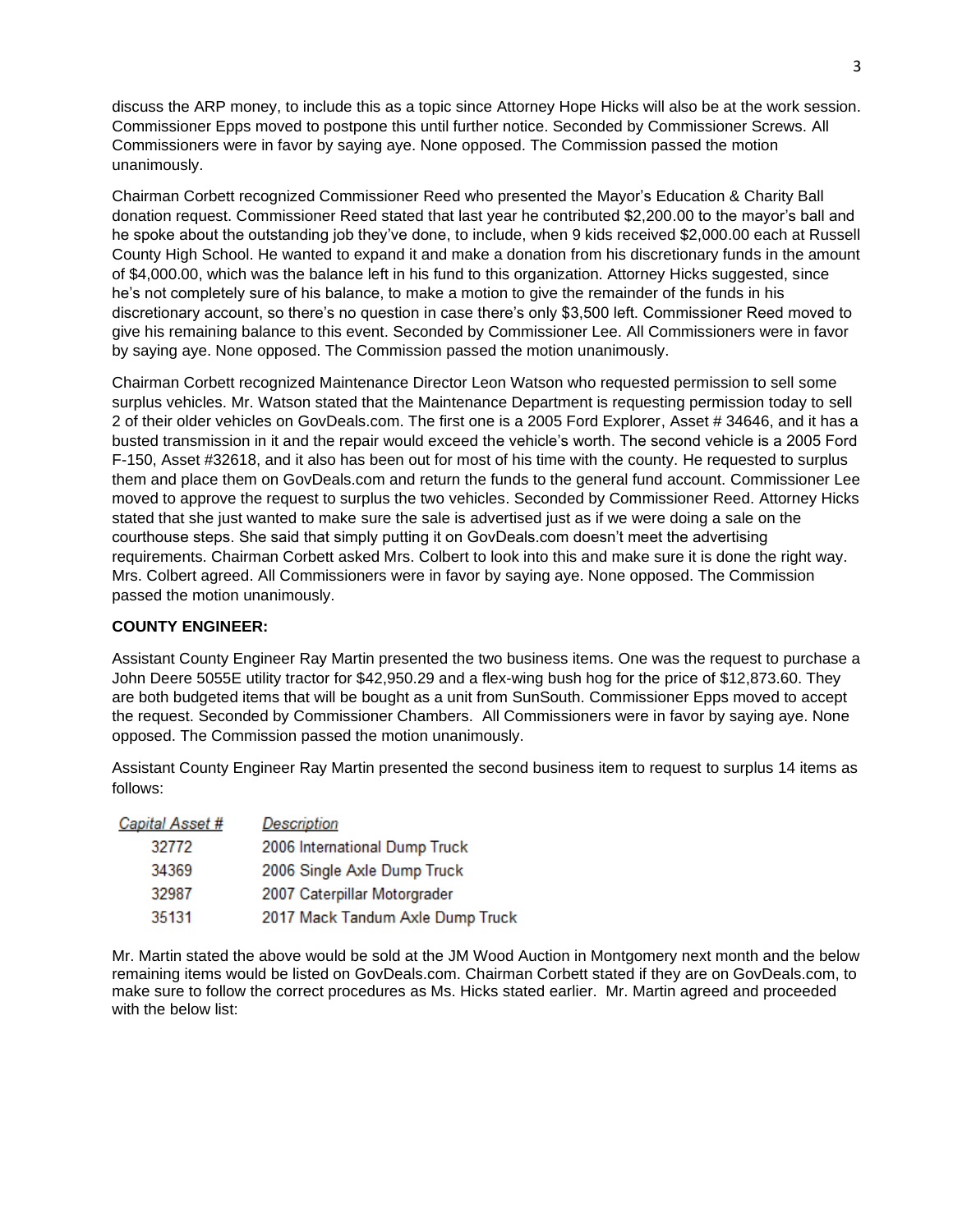discuss the ARP money, to include this as a topic since Attorney Hope Hicks will also be at the work session. Commissioner Epps moved to postpone this until further notice. Seconded by Commissioner Screws. All Commissioners were in favor by saying aye. None opposed. The Commission passed the motion unanimously.

Chairman Corbett recognized Commissioner Reed who presented the Mayor's Education & Charity Ball donation request. Commissioner Reed stated that last year he contributed $2,200.00 to the mayor's ball and he spoke about the outstanding job they've done, to include, when 9 kids received $2,000.00 each at Russell County High School. He wanted to expand it and make a donation from his discretionary funds in the amount of $4,000.00, which was the balance left in his fund to this organization. Attorney Hicks suggested, since he's not completely sure of his balance, to make a motion to give the remainder of the funds in his discretionary account, so there's no question in case there's only $3,500 left. Commissioner Reed moved to give his remaining balance to this event. Seconded by Commissioner Lee. All Commissioners were in favor by saying aye. None opposed. The Commission passed the motion unanimously.

Chairman Corbett recognized Maintenance Director Leon Watson who requested permission to sell some surplus vehicles. Mr. Watson stated that the Maintenance Department is requesting permission today to sell 2 of their older vehicles on GovDeals.com. The first one is a 2005 Ford Explorer, Asset # 34646, and it has a busted transmission in it and the repair would exceed the vehicle's worth. The second vehicle is a 2005 Ford F-150, Asset #32618, and it also has been out for most of his time with the county. He requested to surplus them and place them on GovDeals.com and return the funds to the general fund account. Commissioner Lee moved to approve the request to surplus the two vehicles. Seconded by Commissioner Reed. Attorney Hicks stated that she just wanted to make sure the sale is advertised just as if we were doing a sale on the courthouse steps. She said that simply putting it on GovDeals.com doesn't meet the advertising requirements. Chairman Corbett asked Mrs. Colbert to look into this and make sure it is done the right way. Mrs. Colbert agreed. All Commissioners were in favor by saying aye. None opposed. The Commission passed the motion unanimously.

**COUNTY ENGINEER:**

Assistant County Engineer Ray Martin presented the two business items. One was the request to purchase a John Deere 5055E utility tractor for $42,950.29 and a flex-wing bush hog for the price of $12,873.60. They are both budgeted items that will be bought as a unit from SunSouth. Commissioner Epps moved to accept the request. Seconded by Commissioner Chambers. All Commissioners were in favor by saying aye. None opposed. The Commission passed the motion unanimously.

Assistant County Engineer Ray Martin presented the second business item to request to surplus 14 items as follows:

| Capital Asset # | Description |
|---|---|
| 32772 | 2006 International Dump Truck |
| 34369 | 2006 Single Axle Dump Truck |
| 32987 | 2007 Caterpillar Motorgrader |
| 35131 | 2017 Mack Tandum Axle Dump Truck |

Mr. Martin stated the above would be sold at the JM Wood Auction in Montgomery next month and the below remaining items would be listed on GovDeals.com. Chairman Corbett stated if they are on GovDeals.com, to make sure to follow the correct procedures as Ms. Hicks stated earlier. Mr. Martin agreed and proceeded with the below list: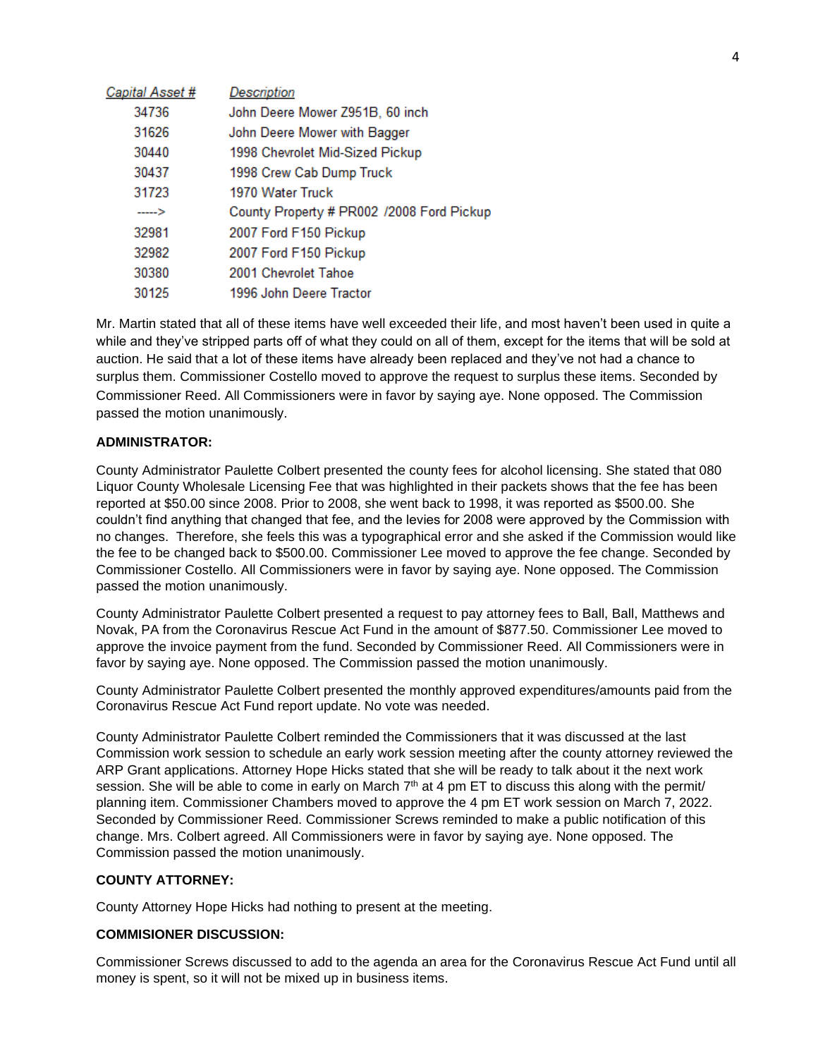| *Capital Asset #* | *Description* |
|---|---|
| 34736 | John Deere Mower Z951B, 60 inch |
| 31626 | John Deere Mower with Bagger |
| 30440 | 1998 Chevrolet Mid-Sized Pickup |
| 30437 | 1998 Crew Cab Dump Truck |
| 31723 | 1970 Water Truck |
| -----> | County Property # PR002 /2008 Ford Pickup |
| 32981 | 2007 Ford F150 Pickup |
| 32982 | 2007 Ford F150 Pickup |
| 30380 | 2001 Chevrolet Tahoe |
| 30125 | 1996 John Deere Tractor |

Mr. Martin stated that all of these items have well exceeded their life, and most haven't been used in quite a while and they've stripped parts off of what they could on all of them, except for the items that will be sold at auction. He said that a lot of these items have already been replaced and they've not had a chance to surplus them. Commissioner Costello moved to approve the request to surplus these items. Seconded by Commissioner Reed. All Commissioners were in favor by saying aye. None opposed. The Commission passed the motion unanimously.

**ADMINISTRATOR:**

County Administrator Paulette Colbert presented the county fees for alcohol licensing. She stated that 080 Liquor County Wholesale Licensing Fee that was highlighted in their packets shows that the fee has been reported at $50.00 since 2008. Prior to 2008, she went back to 1998, it was reported as $500.00. She couldn't find anything that changed that fee, and the levies for 2008 were approved by the Commission with no changes. Therefore, she feels this was a typographical error and she asked if the Commission would like the fee to be changed back to $500.00. Commissioner Lee moved to approve the fee change. Seconded by Commissioner Costello. All Commissioners were in favor by saying aye. None opposed. The Commission passed the motion unanimously.

County Administrator Paulette Colbert presented a request to pay attorney fees to Ball, Ball, Matthews and Novak, PA from the Coronavirus Rescue Act Fund in the amount of $877.50. Commissioner Lee moved to approve the invoice payment from the fund. Seconded by Commissioner Reed. All Commissioners were in favor by saying aye. None opposed. The Commission passed the motion unanimously.

County Administrator Paulette Colbert presented the monthly approved expenditures/amounts paid from the Coronavirus Rescue Act Fund report update. No vote was needed.

County Administrator Paulette Colbert reminded the Commissioners that it was discussed at the last Commission work session to schedule an early work session meeting after the county attorney reviewed the ARP Grant applications. Attorney Hope Hicks stated that she will be ready to talk about it the next work session. She will be able to come in early on March 7th at 4 pm ET to discuss this along with the permit/ planning item. Commissioner Chambers moved to approve the 4 pm ET work session on March 7, 2022. Seconded by Commissioner Reed. Commissioner Screws reminded to make a public notification of this change. Mrs. Colbert agreed. All Commissioners were in favor by saying aye. None opposed. The Commission passed the motion unanimously.

**COUNTY ATTORNEY:**

County Attorney Hope Hicks had nothing to present at the meeting.

**COMMISIONER DISCUSSION:**

Commissioner Screws discussed to add to the agenda an area for the Coronavirus Rescue Act Fund until all money is spent, so it will not be mixed up in business items.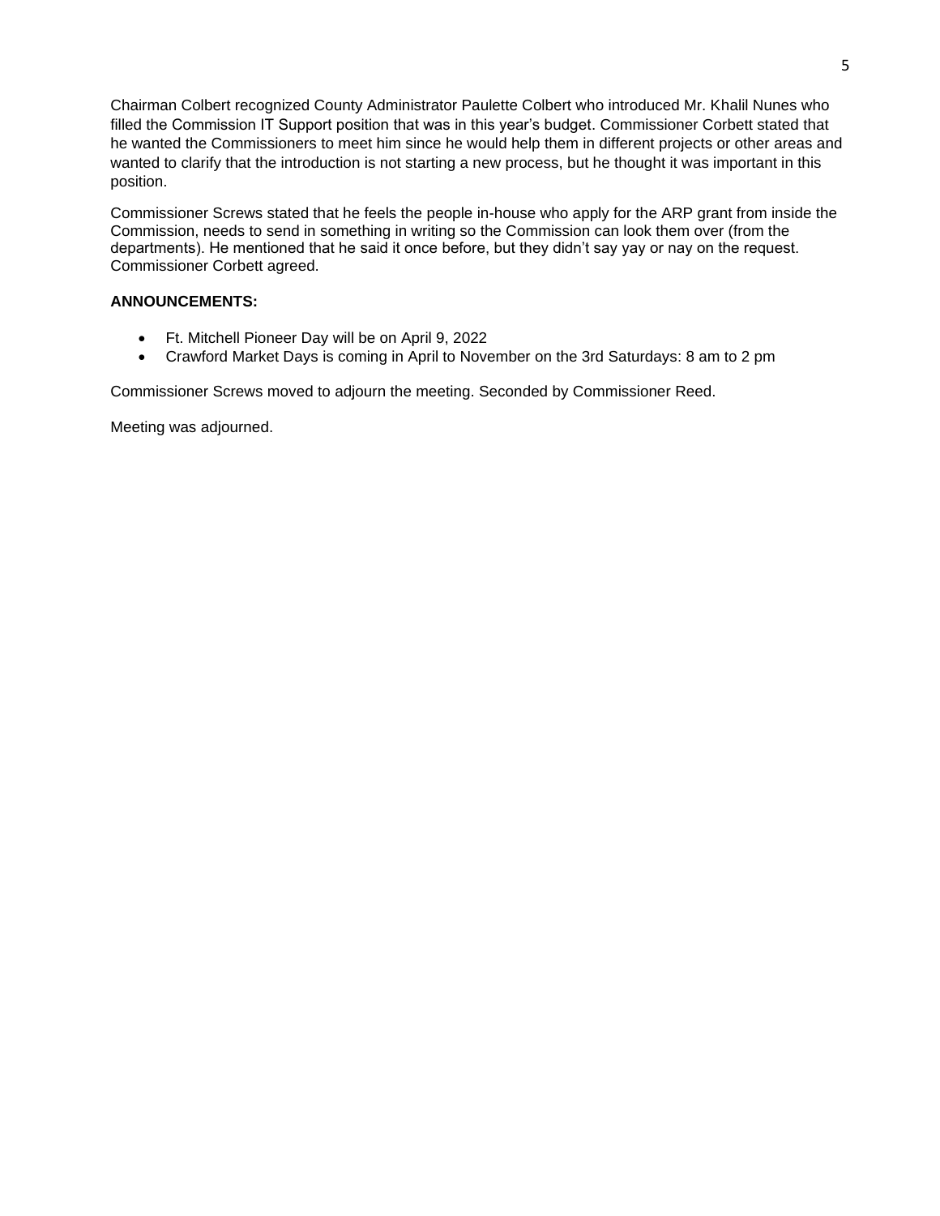Chairman Colbert recognized County Administrator Paulette Colbert who introduced Mr. Khalil Nunes who filled the Commission IT Support position that was in this year's budget. Commissioner Corbett stated that he wanted the Commissioners to meet him since he would help them in different projects or other areas and wanted to clarify that the introduction is not starting a new process, but he thought it was important in this position.

Commissioner Screws stated that he feels the people in-house who apply for the ARP grant from inside the Commission, needs to send in something in writing so the Commission can look them over (from the departments). He mentioned that he said it once before, but they didn't say yay or nay on the request. Commissioner Corbett agreed.

**ANNOUNCEMENTS:**

- Ft. Mitchell Pioneer Day will be on April 9, 2022
- Crawford Market Days is coming in April to November on the 3rd Saturdays: 8 am to 2 pm

Commissioner Screws moved to adjourn the meeting. Seconded by Commissioner Reed.

Meeting was adjourned.